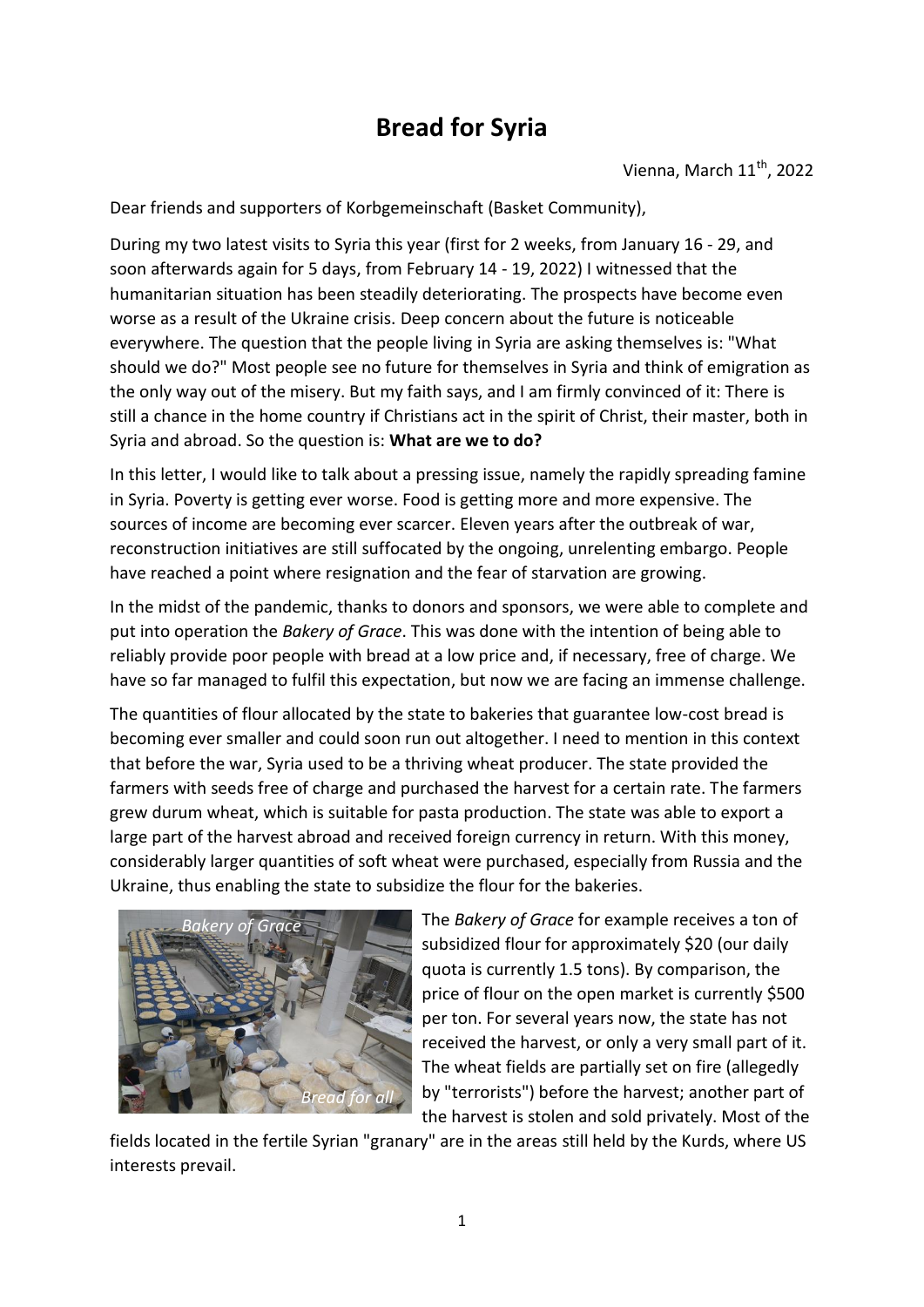# Bread for Syria

Vienna, March 11th, 2022

Dear friends and supporters of Korbgemeinschaft (Basket Community),

During my two latest visits to Syria this year (first for 2 weeks, from January 16 - 29, and soon afterwards again for 5 days, from February 14 - 19, 2022) I witnessed that the humanitarian situation has been steadily deteriorating. The prospects have become even worse as a result of the Ukraine crisis. Deep concern about the future is noticeable everywhere. The question that the people living in Syria are asking themselves is: "What should we do?" Most people see no future for themselves in Syria and think of emigration as the only way out of the misery. But my faith says, and I am firmly convinced of it: There is still a chance in the home country if Christians act in the spirit of Christ, their master, both in Syria and abroad. So the question is: **What are we to do?**

In this letter, I would like to talk about a pressing issue, namely the rapidly spreading famine in Syria. Poverty is getting ever worse. Food is getting more and more expensive. The sources of income are becoming ever scarcer. Eleven years after the outbreak of war, reconstruction initiatives are still suffocated by the ongoing, unrelenting embargo. People have reached a point where resignation and the fear of starvation are growing.

In the midst of the pandemic, thanks to donors and sponsors, we were able to complete and put into operation the *Bakery of Grace*. This was done with the intention of being able to reliably provide poor people with bread at a low price and, if necessary, free of charge. We have so far managed to fulfil this expectation, but now we are facing an immense challenge.

The quantities of flour allocated by the state to bakeries that guarantee low-cost bread is becoming ever smaller and could soon run out altogether. I need to mention in this context that before the war, Syria used to be a thriving wheat producer. The state provided the farmers with seeds free of charge and purchased the harvest for a certain rate. The farmers grew durum wheat, which is suitable for pasta production. The state was able to export a large part of the harvest abroad and received foreign currency in return. With this money, considerably larger quantities of soft wheat were purchased, especially from Russia and the Ukraine, thus enabling the state to subsidize the flour for the bakeries.

*Bakery of Grace*

*Bread for all*

The *Bakery of Grace* for example receives a ton of subsidized flour for approximately $20 (our daily quota is currently 1.5 tons). By comparison, the price of flour on the open market is currently $500 per ton. For several years now, the state has not received the harvest, or only a very small part of it. The wheat fields are partially set on fire (allegedly by "terrorists") before the harvest; another part of the harvest is stolen and sold privately. Most of the fields located in the fertile Syrian "granary" are in the areas still held by the Kurds, where US interests prevail.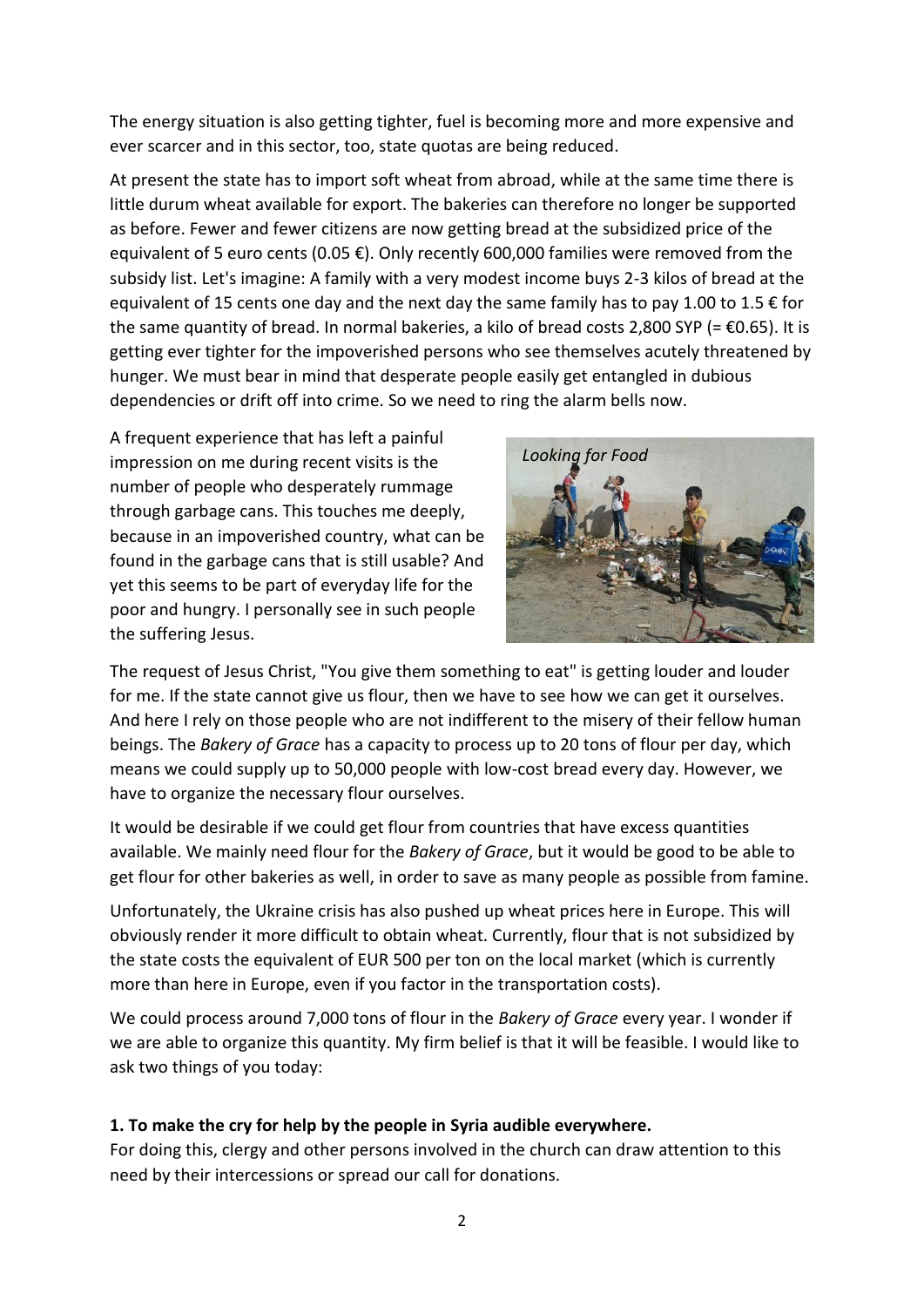The energy situation is also getting tighter, fuel is becoming more and more expensive and ever scarcer and in this sector, too, state quotas are being reduced.

At present the state has to import soft wheat from abroad, while at the same time there is little durum wheat available for export. The bakeries can therefore no longer be supported as before. Fewer and fewer citizens are now getting bread at the subsidized price of the equivalent of 5 euro cents (0.05 €). Only recently 600,000 families were removed from the subsidy list. Let's imagine: A family with a very modest income buys 2-3 kilos of bread at the equivalent of 15 cents one day and the next day the same family has to pay 1.00 to 1.5 € for the same quantity of bread. In normal bakeries, a kilo of bread costs 2,800 SYP (= €0.65). It is getting ever tighter for the impoverished persons who see themselves acutely threatened by hunger. We must bear in mind that desperate people easily get entangled in dubious dependencies or drift off into crime. So we need to ring the alarm bells now.

A frequent experience that has left a painful impression on me during recent visits is the number of people who desperately rummage through garbage cans. This touches me deeply, because in an impoverished country, what can be found in the garbage cans that is still usable? And yet this seems to be part of everyday life for the poor and hungry. I personally see in such people the suffering Jesus.

*Looking for Food*

The request of Jesus Christ, "You give them something to eat" is getting louder and louder for me. If the state cannot give us flour, then we have to see how we can get it ourselves. And here I rely on those people who are not indifferent to the misery of their fellow human beings. The *Bakery of Grace* has a capacity to process up to 20 tons of flour per day, which means we could supply up to 50,000 people with low-cost bread every day. However, we have to organize the necessary flour ourselves.

It would be desirable if we could get flour from countries that have excess quantities available. We mainly need flour for the *Bakery of Grace*, but it would be good to be able to get flour for other bakeries as well, in order to save as many people as possible from famine.

Unfortunately, the Ukraine crisis has also pushed up wheat prices here in Europe. This will obviously render it more difficult to obtain wheat. Currently, flour that is not subsidized by the state costs the equivalent of EUR 500 per ton on the local market (which is currently more than here in Europe, even if you factor in the transportation costs).

We could process around 7,000 tons of flour in the *Bakery of Grace* every year. I wonder if we are able to organize this quantity. My firm belief is that it will be feasible. I would like to ask two things of you today:

**1. To make the cry for help by the people in Syria audible everywhere.**
For doing this, clergy and other persons involved in the church can draw attention to this need by their intercessions or spread our call for donations.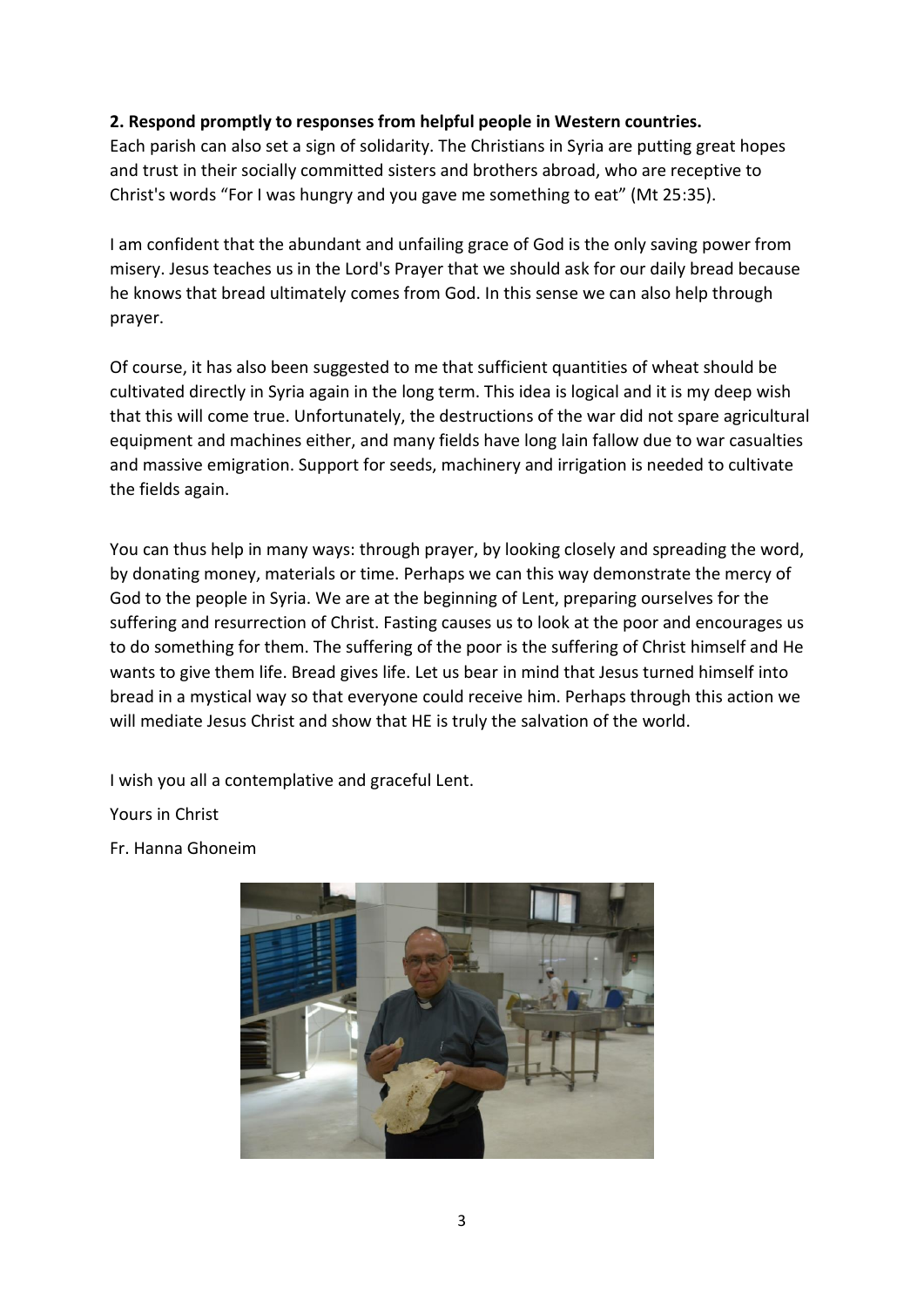**2. Respond promptly to responses from helpful people in Western countries.**
Each parish can also set a sign of solidarity. The Christians in Syria are putting great hopes and trust in their socially committed sisters and brothers abroad, who are receptive to Christ's words "For I was hungry and you gave me something to eat" (Mt 25:35).

I am confident that the abundant and unfailing grace of God is the only saving power from misery. Jesus teaches us in the Lord's Prayer that we should ask for our daily bread because he knows that bread ultimately comes from God. In this sense we can also help through prayer.

Of course, it has also been suggested to me that sufficient quantities of wheat should be cultivated directly in Syria again in the long term. This idea is logical and it is my deep wish that this will come true. Unfortunately, the destructions of the war did not spare agricultural equipment and machines either, and many fields have long lain fallow due to war casualties and massive emigration. Support for seeds, machinery and irrigation is needed to cultivate the fields again.

You can thus help in many ways: through prayer, by looking closely and spreading the word, by donating money, materials or time. Perhaps we can this way demonstrate the mercy of God to the people in Syria. We are at the beginning of Lent, preparing ourselves for the suffering and resurrection of Christ. Fasting causes us to look at the poor and encourages us to do something for them. The suffering of the poor is the suffering of Christ himself and He wants to give them life. Bread gives life. Let us bear in mind that Jesus turned himself into bread in a mystical way so that everyone could receive him. Perhaps through this action we will mediate Jesus Christ and show that HE is truly the salvation of the world.

I wish you all a contemplative and graceful Lent.

Yours in Christ

Fr. Hanna Ghoneim